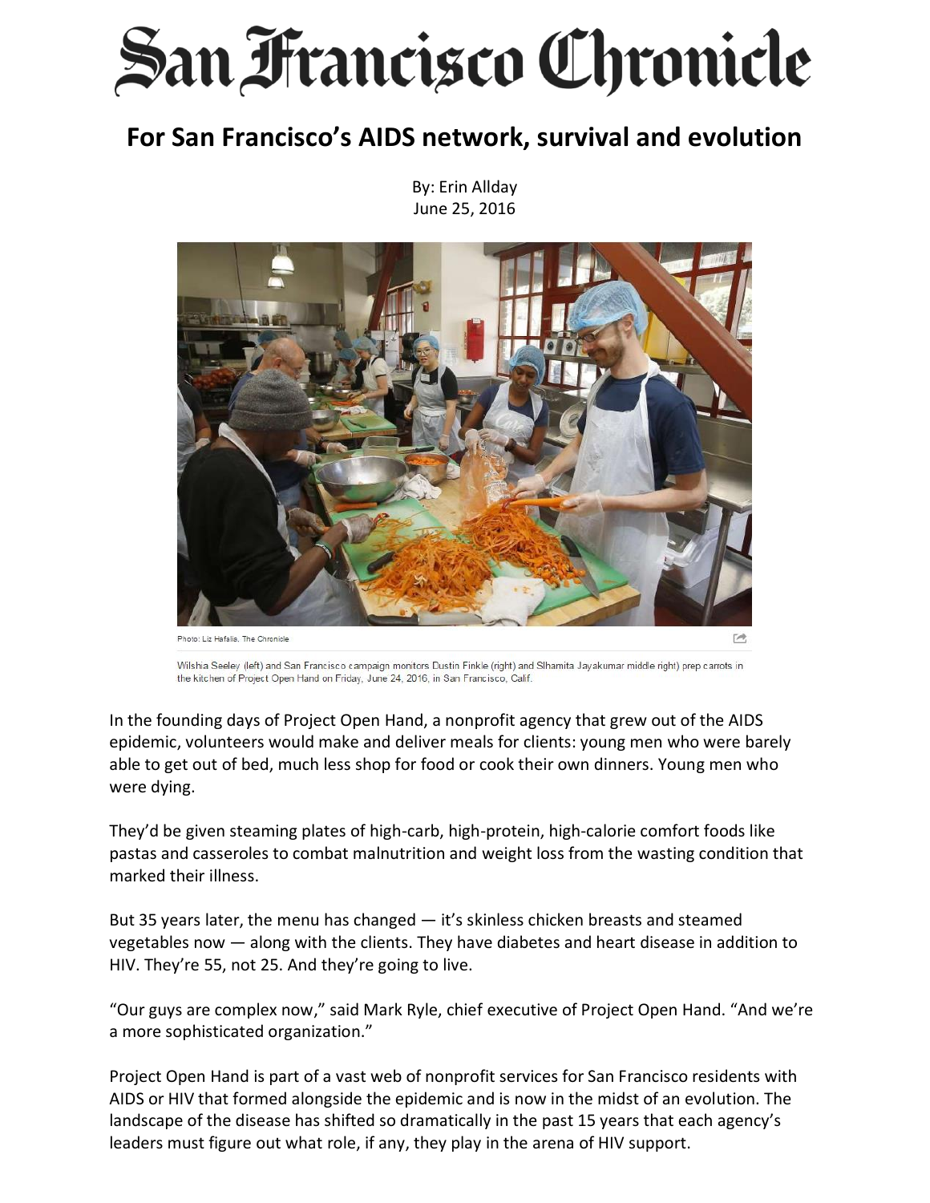# San Francisco Chronicle

## For San Francisco's AIDS network, survival and evolution

By: Erin Allday
June 25, 2016

Photo: Liz Hafalia, The Chronicle

Wilshia Seeley (left) and San Francisco campaign monitors Dustin Finkle (right) and Slhamita Jayakumar middle right) prep carrots in the kitchen of Project Open Hand on Friday, June 24, 2016, in San Francisco, Calif.

In the founding days of Project Open Hand, a nonprofit agency that grew out of the AIDS epidemic, volunteers would make and deliver meals for clients: young men who were barely able to get out of bed, much less shop for food or cook their own dinners. Young men who were dying.

They'd be given steaming plates of high-carb, high-protein, high-calorie comfort foods like pastas and casseroles to combat malnutrition and weight loss from the wasting condition that marked their illness.

But 35 years later, the menu has changed — it's skinless chicken breasts and steamed vegetables now — along with the clients. They have diabetes and heart disease in addition to HIV. They're 55, not 25. And they're going to live.

"Our guys are complex now," said Mark Ryle, chief executive of Project Open Hand. "And we're a more sophisticated organization."

Project Open Hand is part of a vast web of nonprofit services for San Francisco residents with AIDS or HIV that formed alongside the epidemic and is now in the midst of an evolution. The landscape of the disease has shifted so dramatically in the past 15 years that each agency's leaders must figure out what role, if any, they play in the arena of HIV support.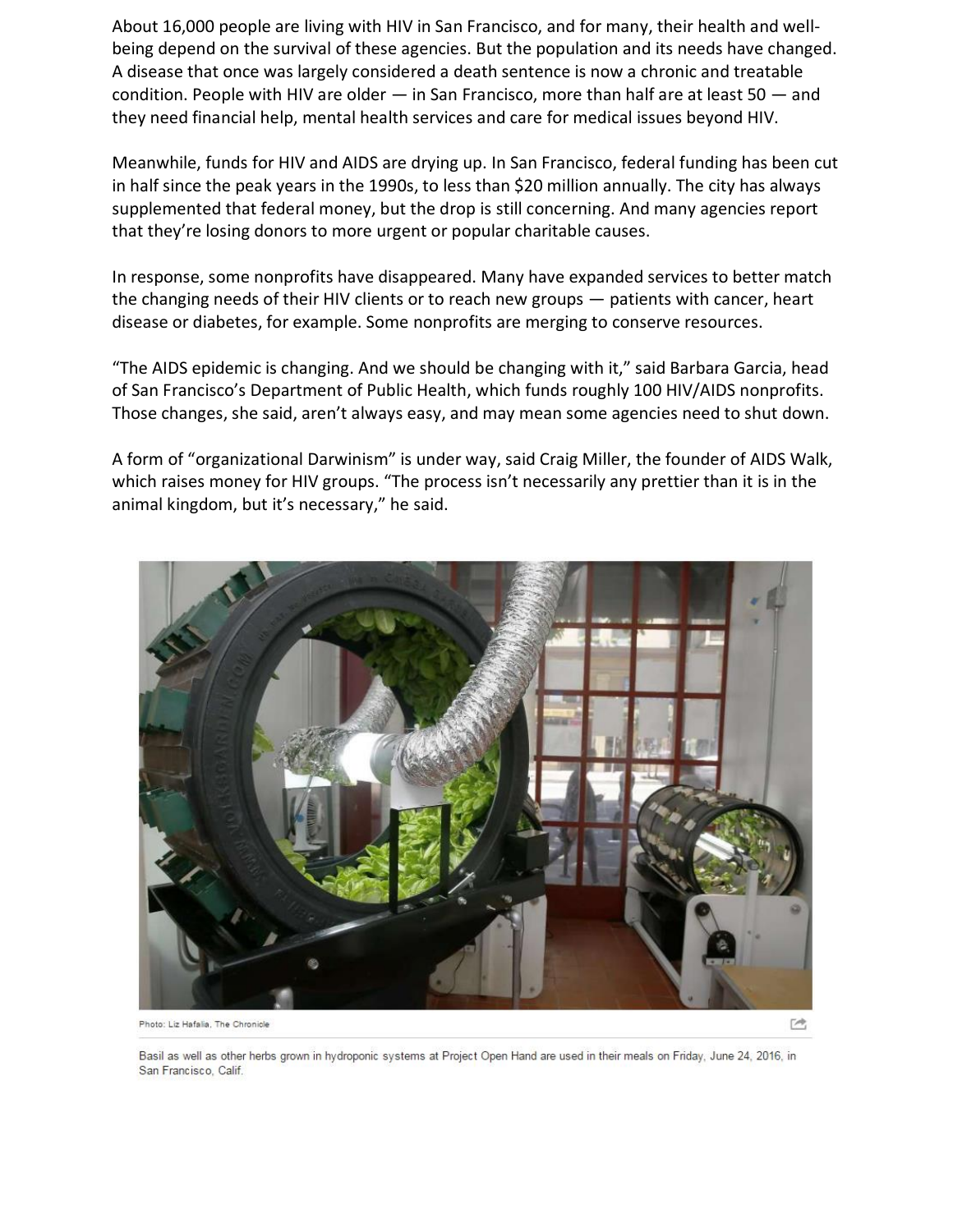About 16,000 people are living with HIV in San Francisco, and for many, their health and well-being depend on the survival of these agencies. But the population and its needs have changed. A disease that once was largely considered a death sentence is now a chronic and treatable condition. People with HIV are older — in San Francisco, more than half are at least 50 — and they need financial help, mental health services and care for medical issues beyond HIV.

Meanwhile, funds for HIV and AIDS are drying up. In San Francisco, federal funding has been cut in half since the peak years in the 1990s, to less than $20 million annually. The city has always supplemented that federal money, but the drop is still concerning. And many agencies report that they're losing donors to more urgent or popular charitable causes.

In response, some nonprofits have disappeared. Many have expanded services to better match the changing needs of their HIV clients or to reach new groups — patients with cancer, heart disease or diabetes, for example. Some nonprofits are merging to conserve resources.

"The AIDS epidemic is changing. And we should be changing with it," said Barbara Garcia, head of San Francisco's Department of Public Health, which funds roughly 100 HIV/AIDS nonprofits. Those changes, she said, aren't always easy, and may mean some agencies need to shut down.

A form of "organizational Darwinism" is under way, said Craig Miller, the founder of AIDS Walk, which raises money for HIV groups. "The process isn't necessarily any prettier than it is in the animal kingdom, but it's necessary," he said.

Photo: Liz Hafalia, The Chronicle

Basil as well as other herbs grown in hydroponic systems at Project Open Hand are used in their meals on Friday, June 24, 2016, in San Francisco, Calif.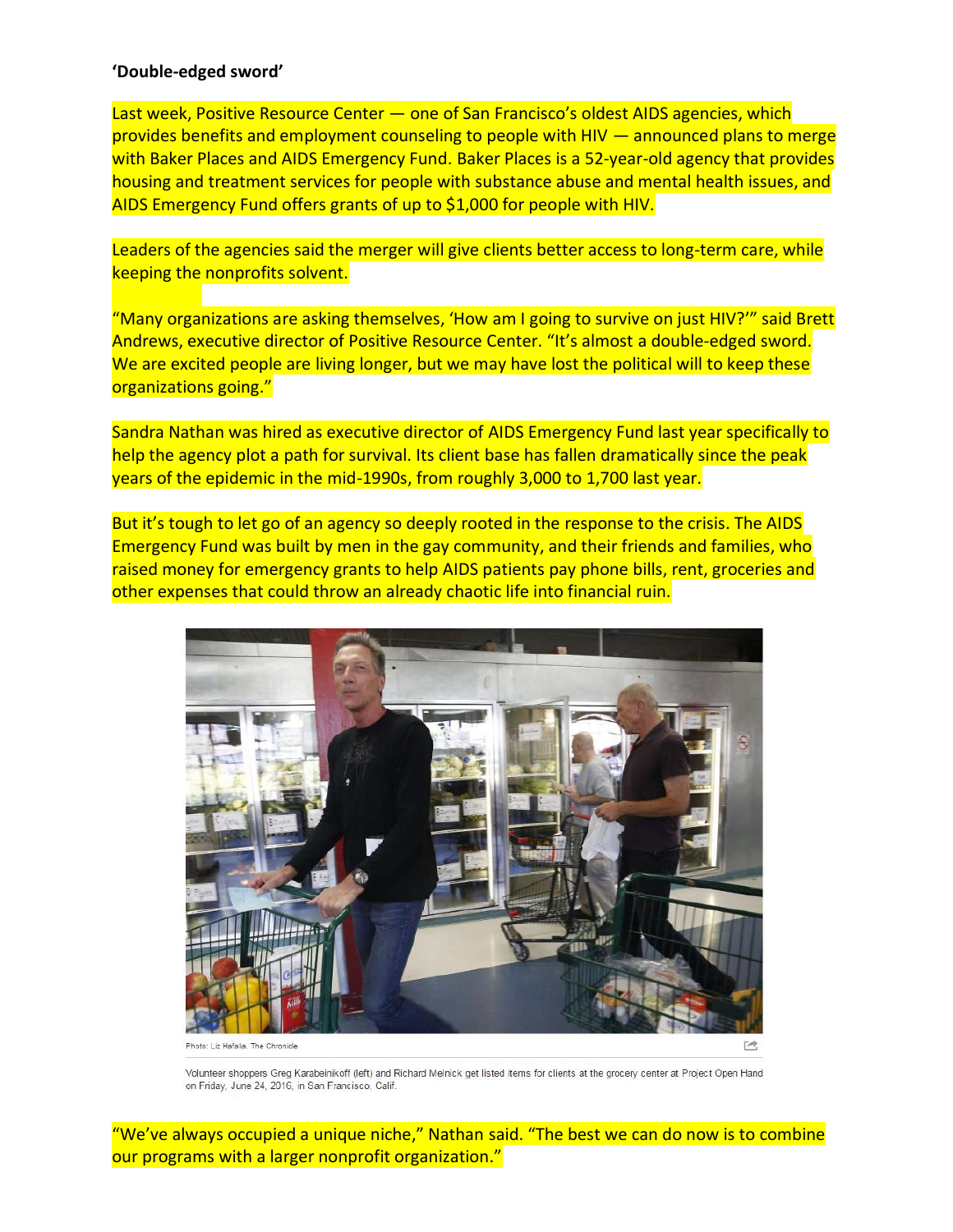**‘Double-edged sword’**

Last week, Positive Resource Center — one of San Francisco’s oldest AIDS agencies, which provides benefits and employment counseling to people with HIV — announced plans to merge with Baker Places and AIDS Emergency Fund. Baker Places is a 52-year-old agency that provides housing and treatment services for people with substance abuse and mental health issues, and AIDS Emergency Fund offers grants of up to $1,000 for people with HIV.

Leaders of the agencies said the merger will give clients better access to long-term care, while keeping the nonprofits solvent.

“Many organizations are asking themselves, ‘How am I going to survive on just HIV?’” said Brett Andrews, executive director of Positive Resource Center. “It’s almost a double-edged sword. We are excited people are living longer, but we may have lost the political will to keep these organizations going.”

Sandra Nathan was hired as executive director of AIDS Emergency Fund last year specifically to help the agency plot a path for survival. Its client base has fallen dramatically since the peak years of the epidemic in the mid-1990s, from roughly 3,000 to 1,700 last year.

But it’s tough to let go of an agency so deeply rooted in the response to the crisis. The AIDS Emergency Fund was built by men in the gay community, and their friends and families, who raised money for emergency grants to help AIDS patients pay phone bills, rent, groceries and other expenses that could throw an already chaotic life into financial ruin.

Photo: Liz Hafalia, The Chronicle

Volunteer shoppers Greg Karabeinikoff (left) and Richard Melnick get listed items for clients at the grocery center at Project Open Hand on Friday, June 24, 2016, in San Francisco, Calif.

“We’ve always occupied a unique niche,” Nathan said. “The best we can do now is to combine our programs with a larger nonprofit organization.”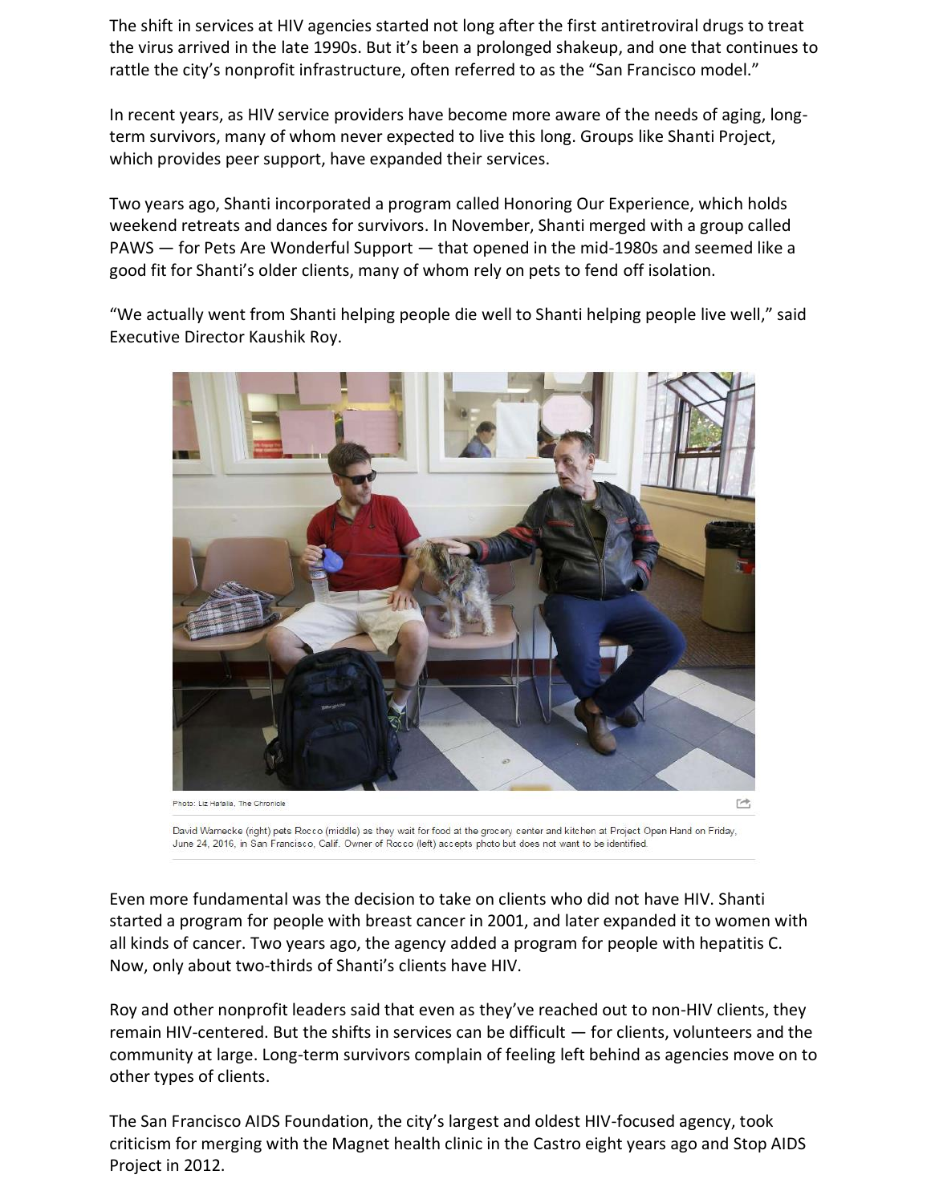The shift in services at HIV agencies started not long after the first antiretroviral drugs to treat the virus arrived in the late 1990s. But it's been a prolonged shakeup, and one that continues to rattle the city's nonprofit infrastructure, often referred to as the "San Francisco model."

In recent years, as HIV service providers have become more aware of the needs of aging, long-term survivors, many of whom never expected to live this long. Groups like Shanti Project, which provides peer support, have expanded their services.

Two years ago, Shanti incorporated a program called Honoring Our Experience, which holds weekend retreats and dances for survivors. In November, Shanti merged with a group called PAWS — for Pets Are Wonderful Support — that opened in the mid-1980s and seemed like a good fit for Shanti's older clients, many of whom rely on pets to fend off isolation.

"We actually went from Shanti helping people die well to Shanti helping people live well," said Executive Director Kaushik Roy.

Photo: Liz Hafalia, The Chronicle

David Warnecke (right) pets Rocco (middle) as they wait for food at the grocery center and kitchen at Project Open Hand on Friday, June 24, 2016, in San Francisco, Calif. Owner of Rocco (left) accepts photo but does not want to be identified.

Even more fundamental was the decision to take on clients who did not have HIV. Shanti started a program for people with breast cancer in 2001, and later expanded it to women with all kinds of cancer. Two years ago, the agency added a program for people with hepatitis C. Now, only about two-thirds of Shanti's clients have HIV.

Roy and other nonprofit leaders said that even as they've reached out to non-HIV clients, they remain HIV-centered. But the shifts in services can be difficult — for clients, volunteers and the community at large. Long-term survivors complain of feeling left behind as agencies move on to other types of clients.

The San Francisco AIDS Foundation, the city's largest and oldest HIV-focused agency, took criticism for merging with the Magnet health clinic in the Castro eight years ago and Stop AIDS Project in 2012.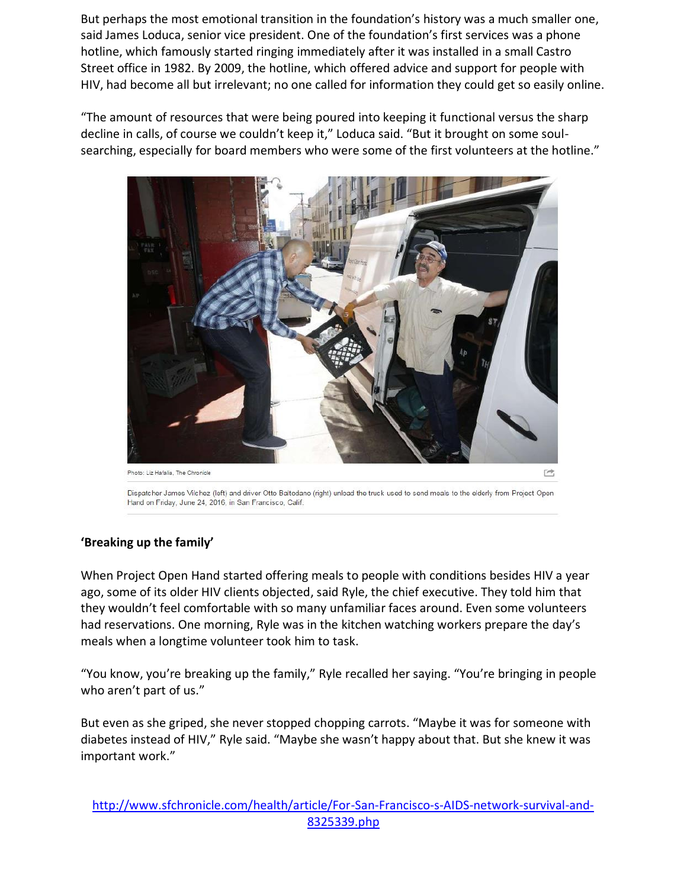But perhaps the most emotional transition in the foundation's history was a much smaller one, said James Loduca, senior vice president. One of the foundation's first services was a phone hotline, which famously started ringing immediately after it was installed in a small Castro Street office in 1982. By 2009, the hotline, which offered advice and support for people with HIV, had become all but irrelevant; no one called for information they could get so easily online.

"The amount of resources that were being poured into keeping it functional versus the sharp decline in calls, of course we couldn't keep it," Loduca said. "But it brought on some soul-searching, especially for board members who were some of the first volunteers at the hotline."

Photo: Liz Hafalia, The Chronicle

Dispatcher James Vilchez (left) and driver Otto Baltodano (right) unload the truck used to send meals to the elderly from Project Open Hand on Friday, June 24, 2016, in San Francisco, Calif.

**'Breaking up the family'**

When Project Open Hand started offering meals to people with conditions besides HIV a year ago, some of its older HIV clients objected, said Ryle, the chief executive. They told him that they wouldn't feel comfortable with so many unfamiliar faces around. Even some volunteers had reservations. One morning, Ryle was in the kitchen watching workers prepare the day's meals when a longtime volunteer took him to task.

"You know, you're breaking up the family," Ryle recalled her saying. "You're bringing in people who aren't part of us."

But even as she griped, she never stopped chopping carrots. "Maybe it was for someone with diabetes instead of HIV," Ryle said. "Maybe she wasn't happy about that. But she knew it was important work."

http://www.sfchronicle.com/health/article/For-San-Francisco-s-AIDS-network-survival-and-8325339.php